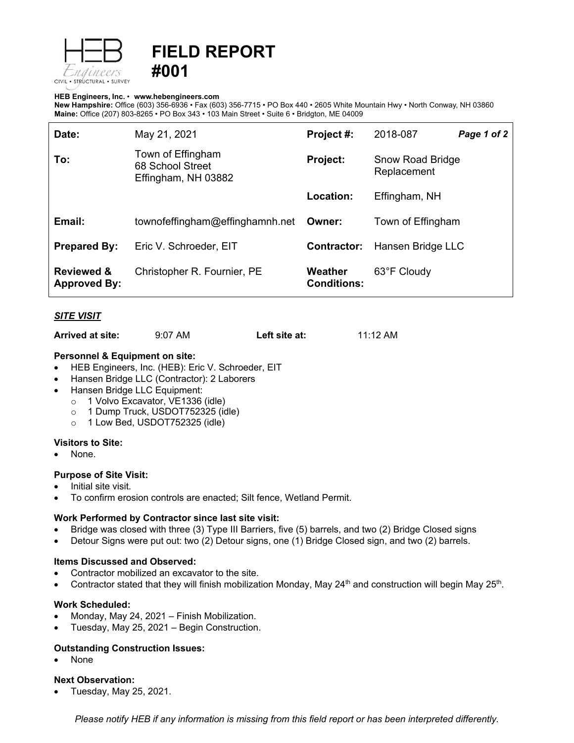# FIELD REPORT #001

**HEB Engineers, Inc.** • **www.hebengineers.com**
**New Hampshire:** Office (603) 356-6936 • Fax (603) 356-7715 • PO Box 440 • 2605 White Mountain Hwy • North Conway, NH 03860
**Maine:** Office (207) 803-8265 • PO Box 343 • 103 Main Street • Suite 6 • Bridgton, ME 04009

| | | | |
|---|---|---|---|
| **Date:** | May 21, 2021 | **Project #:** | 2018-087 |
| **To:** | Town of Effingham<br>68 School Street<br>Effingham, NH 03882 | **Project:** | Snow Road Bridge Replacement |
| | | **Location:** | Effingham, NH |
| **Email:** | townofeffingham@effinghamnh.net | **Owner:** | Town of Effingham |
| **Prepared By:** | Eric V. Schroeder, EIT | **Contractor:** | Hansen Bridge LLC |
| **Reviewed & Approved By:** | Christopher R. Fournier, PE | **Weather Conditions:** | 63°F Cloudy |

## *SITE VISIT*

**Arrived at site:** 9:07 AM  **Left site at:** 11:12 AM

### Personnel & Equipment on site:

- HEB Engineers, Inc. (HEB): Eric V. Schroeder, EIT
- Hansen Bridge LLC (Contractor): 2 Laborers
- Hansen Bridge LLC Equipment:
  - 1 Volvo Excavator, VE1336 (idle)
  - 1 Dump Truck, USDOT752325 (idle)
  - 1 Low Bed, USDOT752325 (idle)

### Visitors to Site:

- None.

### Purpose of Site Visit:

- Initial site visit.
- To confirm erosion controls are enacted; Silt fence, Wetland Permit.

### Work Performed by Contractor since last site visit:

- Bridge was closed with three (3) Type III Barriers, five (5) barrels, and two (2) Bridge Closed signs
- Detour Signs were put out: two (2) Detour signs, one (1) Bridge Closed sign, and two (2) barrels.

### Items Discussed and Observed:

- Contractor mobilized an excavator to the site.
- Contractor stated that they will finish mobilization Monday, May 24th and construction will begin May 25th.

### Work Scheduled:

- Monday, May 24, 2021 – Finish Mobilization.
- Tuesday, May 25, 2021 – Begin Construction.

### Outstanding Construction Issues:

- None

### Next Observation:

- Tuesday, May 25, 2021.

*Please notify HEB if any information is missing from this field report or has been interpreted differently.*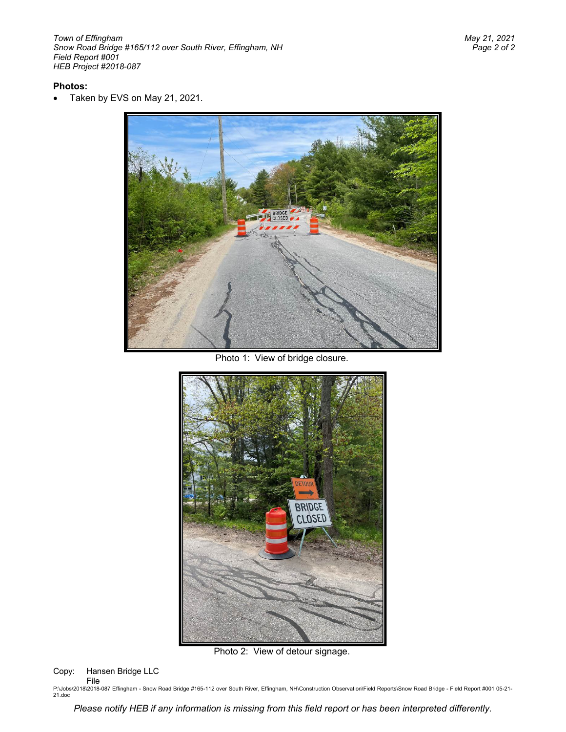**Photos:**

- Taken by EVS on May 21, 2021.

Photo 1: View of bridge closure.

Photo 2: View of detour signage.

Copy: Hansen Bridge LLC
File

P:\Jobs\2018\2018-087 Effingham - Snow Road Bridge #165-112 over South River, Effingham, NH\Construction Observation\Field Reports\Snow Road Bridge - Field Report #001 05-21-21.doc

*Please notify HEB if any information is missing from this field report or has been interpreted differently.*